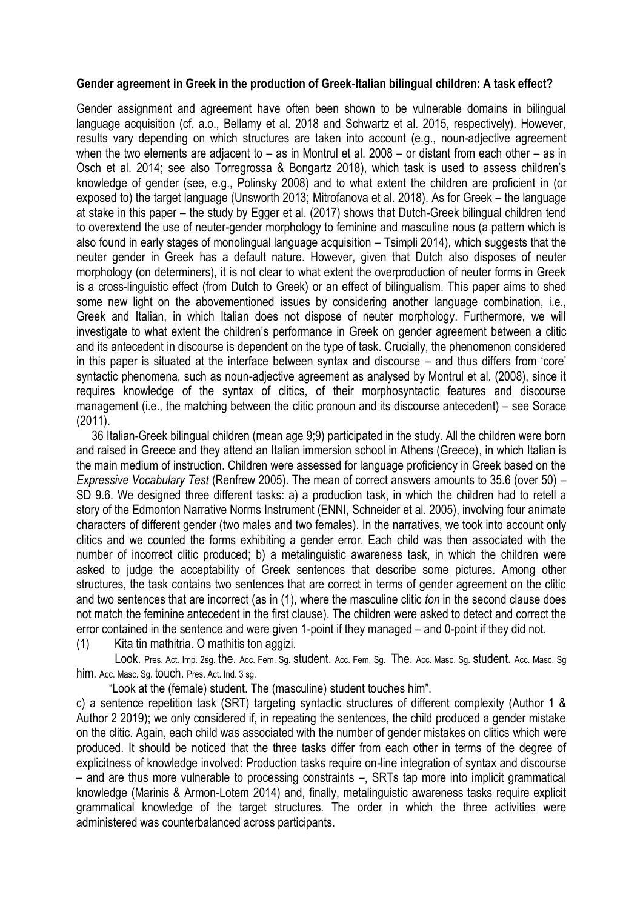**Gender agreement in Greek in the production of Greek-Italian bilingual children: A task effect?**

Gender assignment and agreement have often been shown to be vulnerable domains in bilingual language acquisition (cf. a.o., Bellamy et al. 2018 and Schwartz et al. 2015, respectively). However, results vary depending on which structures are taken into account (e.g., noun-adjective agreement when the two elements are adjacent to – as in Montrul et al. 2008 – or distant from each other – as in Osch et al. 2014; see also Torregrossa & Bongartz 2018), which task is used to assess children's knowledge of gender (see, e.g., Polinsky 2008) and to what extent the children are proficient in (or exposed to) the target language (Unsworth 2013; Mitrofanova et al. 2018). As for Greek – the language at stake in this paper – the study by Egger et al. (2017) shows that Dutch-Greek bilingual children tend to overextend the use of neuter-gender morphology to feminine and masculine nous (a pattern which is also found in early stages of monolingual language acquisition – Tsimpli 2014), which suggests that the neuter gender in Greek has a default nature. However, given that Dutch also disposes of neuter morphology (on determiners), it is not clear to what extent the overproduction of neuter forms in Greek is a cross-linguistic effect (from Dutch to Greek) or an effect of bilingualism. This paper aims to shed some new light on the abovementioned issues by considering another language combination, i.e., Greek and Italian, in which Italian does not dispose of neuter morphology. Furthermore, we will investigate to what extent the children's performance in Greek on gender agreement between a clitic and its antecedent in discourse is dependent on the type of task. Crucially, the phenomenon considered in this paper is situated at the interface between syntax and discourse – and thus differs from 'core' syntactic phenomena, such as noun-adjective agreement as analysed by Montrul et al. (2008), since it requires knowledge of the syntax of clitics, of their morphosyntactic features and discourse management (i.e., the matching between the clitic pronoun and its discourse antecedent) – see Sorace (2011).

36 Italian-Greek bilingual children (mean age 9;9) participated in the study. All the children were born and raised in Greece and they attend an Italian immersion school in Athens (Greece), in which Italian is the main medium of instruction. Children were assessed for language proficiency in Greek based on the *Expressive Vocabulary Test* (Renfrew 2005). The mean of correct answers amounts to 35.6 (over 50) – SD 9.6. We designed three different tasks: a) a production task, in which the children had to retell a story of the Edmonton Narrative Norms Instrument (ENNI, Schneider et al. 2005), involving four animate characters of different gender (two males and two females). In the narratives, we took into account only clitics and we counted the forms exhibiting a gender error. Each child was then associated with the number of incorrect clitic produced; b) a metalinguistic awareness task, in which the children were asked to judge the acceptability of Greek sentences that describe some pictures. Among other structures, the task contains two sentences that are correct in terms of gender agreement on the clitic and two sentences that are incorrect (as in (1), where the masculine clitic *ton* in the second clause does not match the feminine antecedent in the first clause). The children were asked to detect and correct the error contained in the sentence and were given 1-point if they managed – and 0-point if they did not.

(1) Kita tin mathitria. O mathitis ton aggizi.

Look. Pres. Act. Imp. 2sg. the. Acc. Fem. Sg. student. Acc. Fem. Sg. The. Acc. Masc. Sg. student. Acc. Masc. Sg him. Acc. Masc. Sg. touch. Pres. Act. Ind. 3 sg.

"Look at the (female) student. The (masculine) student touches him".

c) a sentence repetition task (SRT) targeting syntactic structures of different complexity (Author 1 & Author 2 2019); we only considered if, in repeating the sentences, the child produced a gender mistake on the clitic. Again, each child was associated with the number of gender mistakes on clitics which were produced. It should be noticed that the three tasks differ from each other in terms of the degree of explicitness of knowledge involved: Production tasks require on-line integration of syntax and discourse – and are thus more vulnerable to processing constraints –, SRTs tap more into implicit grammatical knowledge (Marinis & Armon-Lotem 2014) and, finally, metalinguistic awareness tasks require explicit grammatical knowledge of the target structures. The order in which the three activities were administered was counterbalanced across participants.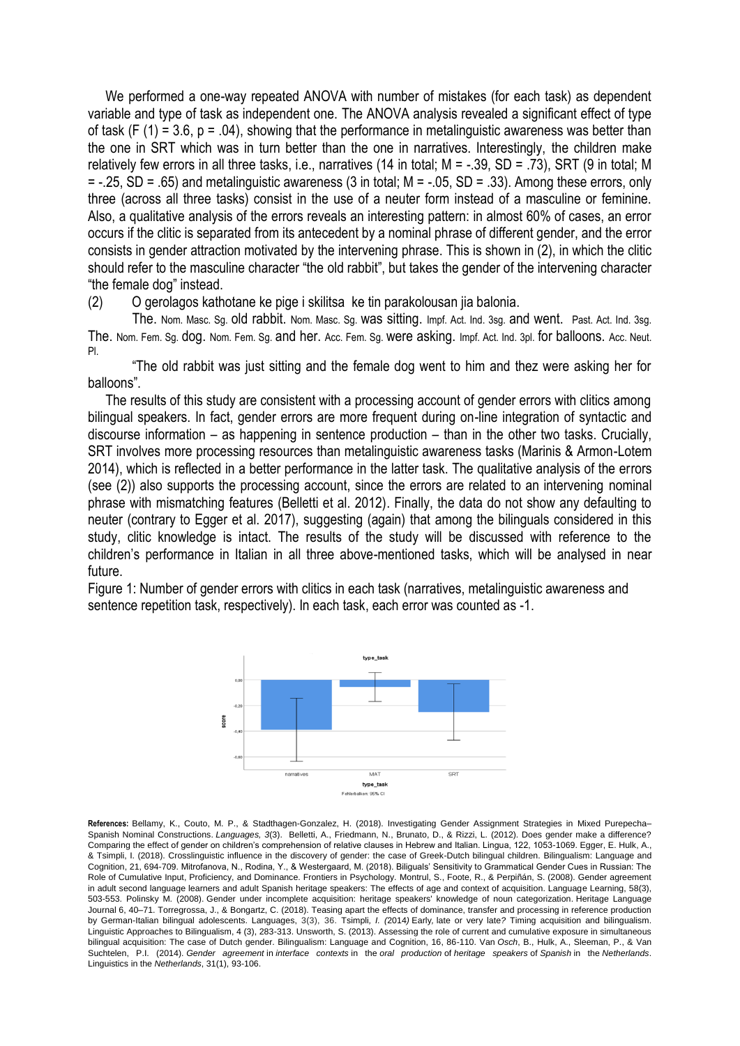We performed a one-way repeated ANOVA with number of mistakes (for each task) as dependent variable and type of task as independent one. The ANOVA analysis revealed a significant effect of type of task ($F(1) = 3.6$, $p = .04$), showing that the performance in metalinguistic awareness was better than the one in SRT which was in turn better than the one in narratives. Interestingly, the children make relatively few errors in all three tasks, i.e., narratives (14 in total; $M = -.39$, $SD = .73$), SRT (9 in total; $M = -.25$, $SD = .65$) and metalinguistic awareness (3 in total; $M = -.05$, $SD = .33$). Among these errors, only three (across all three tasks) consist in the use of a neuter form instead of a masculine or feminine. Also, a qualitative analysis of the errors reveals an interesting pattern: in almost 60% of cases, an error occurs if the clitic is separated from its antecedent by a nominal phrase of different gender, and the error consists in gender attraction motivated by the intervening phrase. This is shown in (2), in which the clitic should refer to the masculine character "the old rabbit", but takes the gender of the intervening character "the female dog" instead.

(2) O gerolagos kathotane ke pige i skilitsa ke tin parakolousan jia balonia.

The. Nom. Masc. Sg. old rabbit. Nom. Masc. Sg. was sitting. Impf. Act. Ind. 3sg. and went. Past. Act. Ind. 3sg. The. Nom. Fem. Sg. dog. Nom. Fem. Sg. and her. Acc. Fem. Sg. were asking. Impf. Act. Ind. 3pl. for balloons. Acc. Neut. Pl.

"The old rabbit was just sitting and the female dog went to him and thez were asking her for balloons".

The results of this study are consistent with a processing account of gender errors with clitics among bilingual speakers. In fact, gender errors are more frequent during on-line integration of syntactic and discourse information – as happening in sentence production – than in the other two tasks. Crucially, SRT involves more processing resources than metalinguistic awareness tasks (Marinis & Armon-Lotem 2014), which is reflected in a better performance in the latter task. The qualitative analysis of the errors (see (2)) also supports the processing account, since the errors are related to an intervening nominal phrase with mismatching features (Belletti et al. 2012). Finally, the data do not show any defaulting to neuter (contrary to Egger et al. 2017), suggesting (again) that among the bilinguals considered in this study, clitic knowledge is intact. The results of the study will be discussed with reference to the children's performance in Italian in all three above-mentioned tasks, which will be analysed in near future.

Figure 1: Number of gender errors with clitics in each task (narratives, metalinguistic awareness and sentence repetition task, respectively). In each task, each error was counted as -1.

type_task

score

0,00
-0,20
-0,40
-0,60

narratives
MAT
SRT

type_task

Fehlerbalken: 95% CI

**References:** Bellamy, K., Couto, M. P., & Stadthagen-Gonzalez, H. (2018). Investigating Gender Assignment Strategies in Mixed Purepecha–Spanish Nominal Constructions. *Languages, 3*(3). Belletti, A., Friedmann, N., Brunato, D., & Rizzi, L. (2012). Does gender make a difference? Comparing the effect of gender on children's comprehension of relative clauses in Hebrew and Italian. Lingua, 122, 1053-1069. Egger, E. Hulk, A., & Tsimpli, I. (2018). Crosslinguistic influence in the discovery of gender: the case of Greek-Dutch bilingual children. Bilingualism: Language and Cognition, 21, 694-709. Mitrofanova, N., Rodina, Y., & Westergaard, M. (2018). Biliguals' Sensitivity to Grammatical Gender Cues in Russian: The Role of Cumulative Input, Proficiency, and Dominance. Frontiers in Psychology. Montrul, S., Foote, R., & Perpiñán, S. (2008). Gender agreement in adult second language learners and adult Spanish heritage speakers: The effects of age and context of acquisition. Language Learning, 58(3), 503-553. Polinsky M. (2008). Gender under incomplete acquisition: heritage speakers' knowledge of noun categorization. Heritage Language Journal 6, 40–71. Torregrossa, J., & Bongartz, C. (2018). Teasing apart the effects of dominance, transfer and processing in reference production by German-Italian bilingual adolescents. Languages, 3(3), 36. Tsimpli, *I. (2014) Early*, late or very late*?* Timing acquisition and bilingualism. Linguistic Approaches to Bilingualism, 4 (3), 283-313. Unsworth, S. (2013). Assessing the role of current and cumulative exposure in simultaneous bilingual acquisition: The case of Dutch gender. Bilingualism: Language and Cognition, 16, 86-110. Van *Osch*, B., Hulk, A., Sleeman, P., & Van Suchtelen, P.I. (2014). *Gender agreement* in *interface contexts* in the *oral production* of *heritage speakers* of *Spanish* in the *Netherlands*. Linguistics in the *Netherlands*, 31(1), 93-106.